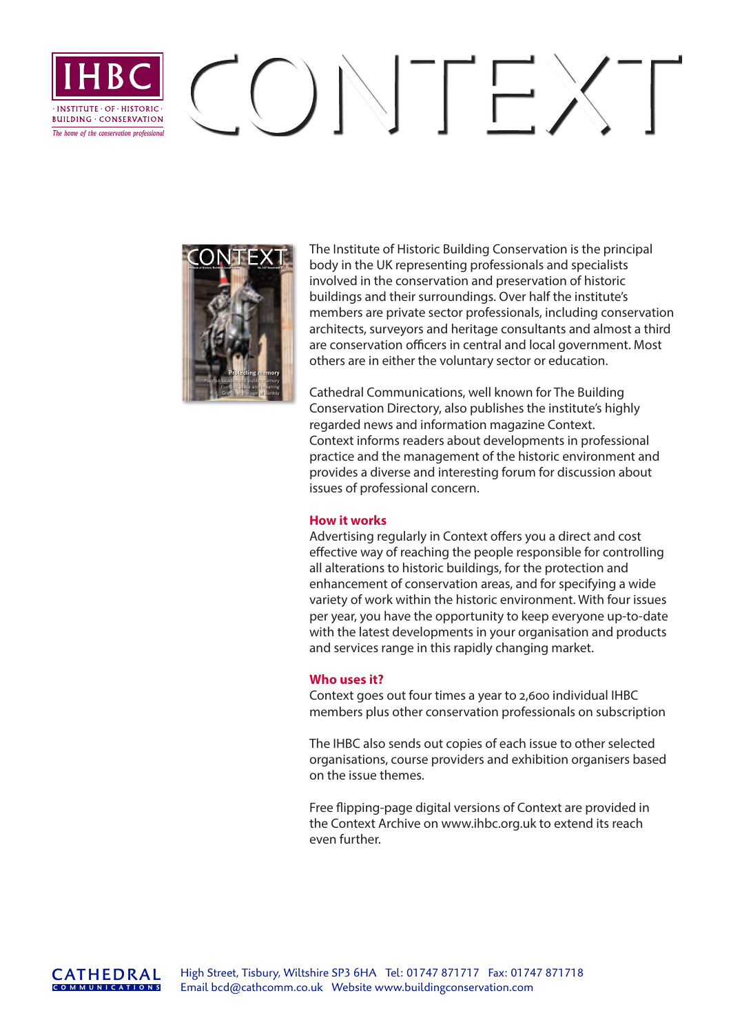IHBC

· INSTITUTE · OF · HISTORIC · BUILDING · CONSERVATION

*The home of the conservation professional*

# CONTEXT

The Institute of Historic Building Conservation is the principal body in the UK representing professionals and specialists involved in the conservation and preservation of historic buildings and their surroundings. Over half the institute's members are private sector professionals, including conservation architects, surveyors and heritage consultants and almost a third are conservation officers in central and local government. Most others are in either the voluntary sector or education.

Cathedral Communications, well known for The Building Conservation Directory, also publishes the institute's highly regarded news and information magazine Context. Context informs readers about developments in professional practice and the management of the historic environment and provides a diverse and interesting forum for discussion about issues of professional concern.

## How it works

Advertising regularly in Context offers you a direct and cost effective way of reaching the people responsible for controlling all alterations to historic buildings, for the protection and enhancement of conservation areas, and for specifying a wide variety of work within the historic environment. With four issues per year, you have the opportunity to keep everyone up-to-date with the latest developments in your organisation and products and services range in this rapidly changing market.

## Who uses it?

Context goes out four times a year to 2,600 individual IHBC members plus other conservation professionals on subscription

The IHBC also sends out copies of each issue to other selected organisations, course providers and exhibition organisers based on the issue themes.

Free flipping-page digital versions of Context are provided in the Context Archive on www.ihbc.org.uk to extend its reach even further.

CATHEDRAL COMMUNICATIONS

High Street, Tisbury, Wiltshire SP3 6HA Tel: 01747 871717 Fax: 01747 871718
Email bcd@cathcomm.co.uk Website www.buildingconservation.com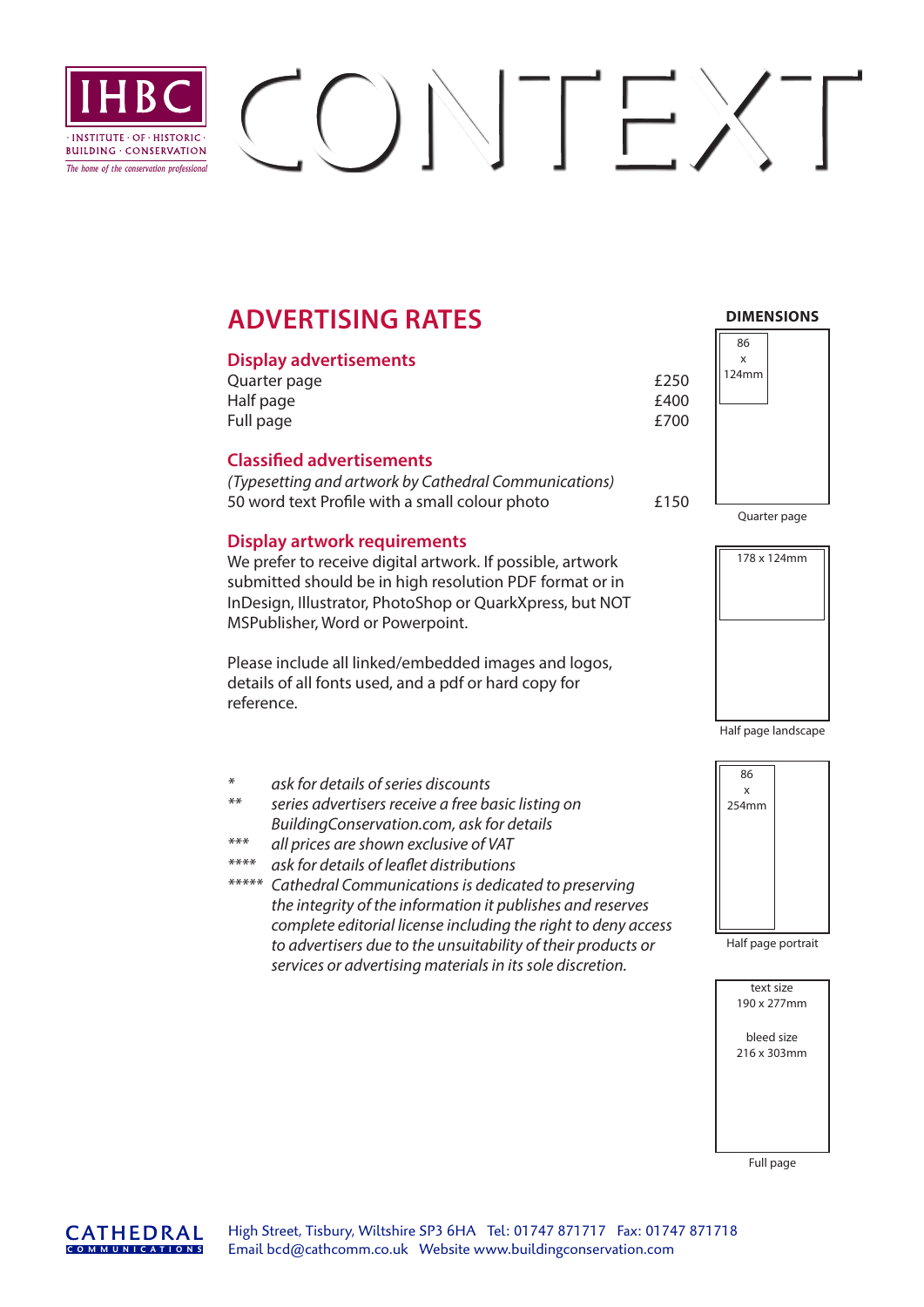IHBC

· INSTITUTE · OF · HISTORIC ·
BUILDING · CONSERVATION

*The home of the conservation professional*

# CONTEXT

## ADVERTISING RATES

### Display advertisements

| | |
|---|---|
| Quarter page | £250 |
| Half page | £400 |
| Full page | £700 |

### Classified advertisements

*(Typesetting and artwork by Cathedral Communications)*

| | |
|---|---|
| 50 word text Profile with a small colour photo | £150 |

### Display artwork requirements

We prefer to receive digital artwork. If possible, artwork submitted should be in high resolution PDF format or in InDesign, Illustrator, PhotoShop or QuarkXpress, but NOT MSPublisher, Word or Powerpoint.

Please include all linked/embedded images and logos, details of all fonts used, and a pdf or hard copy for reference.

| | |
|---|---|
| * | *ask for details of series discounts* |
| ** | *series advertisers receive a free basic listing on BuildingConservation.com, ask for details* |
| *** | *all prices are shown exclusive of VAT* |
| **** | *ask for details of leaflet distributions* |
| ***** | *Cathedral Communications is dedicated to preserving the integrity of the information it publishes and reserves complete editorial license including the right to deny access to advertisers due to the unsuitability of their products or services or advertising materials in its sole discretion.* |

**DIMENSIONS**

86 x 124mm

Quarter page

178 x 124mm

Half page landscape

86 x 254mm

Half page portrait

text size 190 x 277mm

bleed size 216 x 303mm

Full page

CATHEDRAL COMMUNICATIONS

High Street, Tisbury, Wiltshire SP3 6HA Tel: 01747 871717 Fax: 01747 871718
Email bcd@cathcomm.co.uk Website www.buildingconservation.com